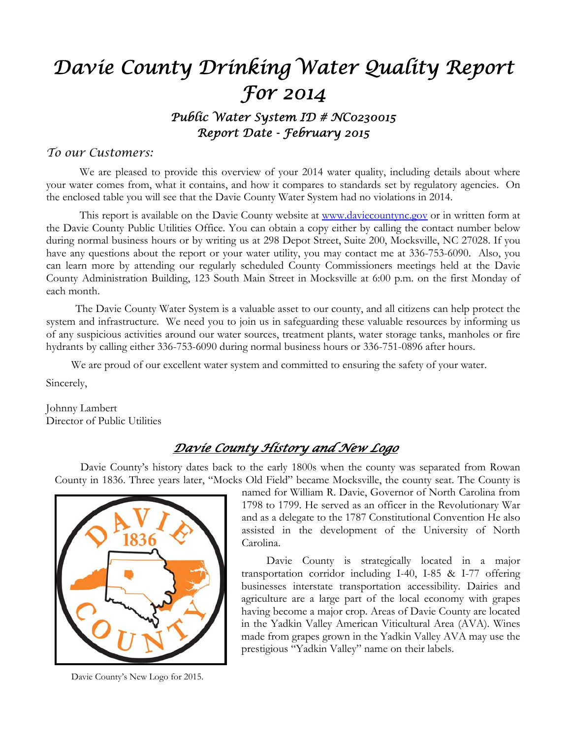# Davie County Drinking Water Quality Report For 2014

### Public Water System ID # NC0230015
### Report Date - February 2015

*To our Customers:*

We are pleased to provide this overview of your 2014 water quality, including details about where your water comes from, what it contains, and how it compares to standards set by regulatory agencies. On the enclosed table you will see that the Davie County Water System had no violations in 2014.

This report is available on the Davie County website at [www.daviecountync.gov](http://www.daviecountync.gov) or in written form at the Davie County Public Utilities Office. You can obtain a copy either by calling the contact number below during normal business hours or by writing us at 298 Depot Street, Suite 200, Mocksville, NC 27028. If you have any questions about the report or your water utility, you may contact me at 336-753-6090. Also, you can learn more by attending our regularly scheduled County Commissioners meetings held at the Davie County Administration Building, 123 South Main Street in Mocksville at 6:00 p.m. on the first Monday of each month.

The Davie County Water System is a valuable asset to our county, and all citizens can help protect the system and infrastructure. We need you to join us in safeguarding these valuable resources by informing us of any suspicious activities around our water sources, treatment plants, water storage tanks, manholes or fire hydrants by calling either 336-753-6090 during normal business hours or 336-751-0896 after hours.

We are proud of our excellent water system and committed to ensuring the safety of your water.

Sincerely,

Johnny Lambert
Director of Public Utilities

## Davie County History and New Logo

Davie County's history dates back to the early 1800s when the county was separated from Rowan County in 1836. Three years later, "Mocks Old Field" became Mocksville, the county seat. The County is named for William R. Davie, Governor of North Carolina from 1798 to 1799. He served as an officer in the Revolutionary War and as a delegate to the 1787 Constitutional Convention He also assisted in the development of the University of North Carolina.

Davie County is strategically located in a major transportation corridor including I-40, I-85 & I-77 offering businesses interstate transportation accessibility. Dairies and agriculture are a large part of the local economy with grapes having become a major crop. Areas of Davie County are located in the Yadkin Valley American Viticultural Area (AVA). Wines made from grapes grown in the Yadkin Valley AVA may use the prestigious "Yadkin Valley" name on their labels.

Davie County's New Logo for 2015.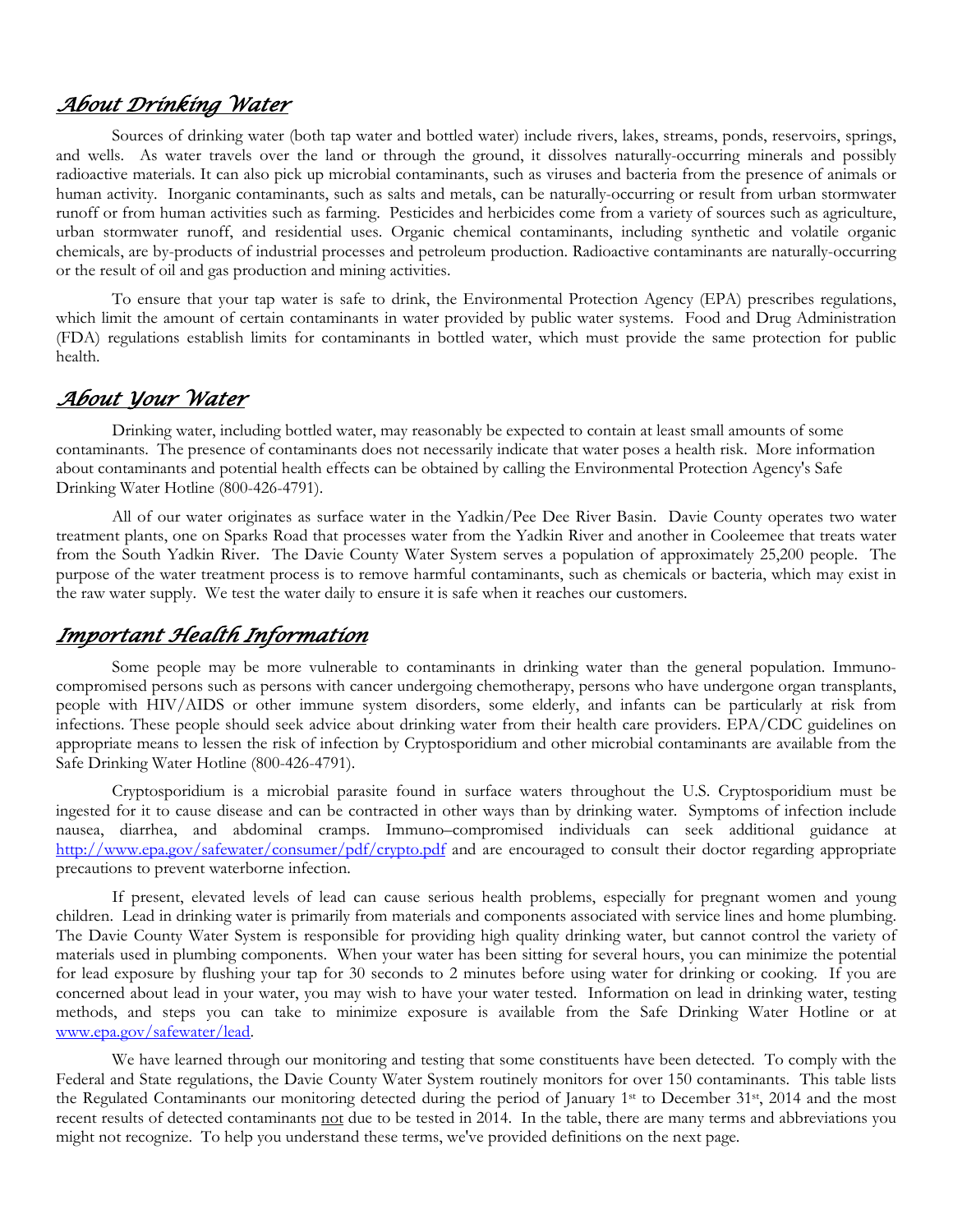## *About Drinking Water*

Sources of drinking water (both tap water and bottled water) include rivers, lakes, streams, ponds, reservoirs, springs, and wells. As water travels over the land or through the ground, it dissolves naturally-occurring minerals and possibly radioactive materials. It can also pick up microbial contaminants, such as viruses and bacteria from the presence of animals or human activity. Inorganic contaminants, such as salts and metals, can be naturally-occurring or result from urban stormwater runoff or from human activities such as farming. Pesticides and herbicides come from a variety of sources such as agriculture, urban stormwater runoff, and residential uses. Organic chemical contaminants, including synthetic and volatile organic chemicals, are by-products of industrial processes and petroleum production. Radioactive contaminants are naturally-occurring or the result of oil and gas production and mining activities.

To ensure that your tap water is safe to drink, the Environmental Protection Agency (EPA) prescribes regulations, which limit the amount of certain contaminants in water provided by public water systems. Food and Drug Administration (FDA) regulations establish limits for contaminants in bottled water, which must provide the same protection for public health.

## *About Your Water*

Drinking water, including bottled water, may reasonably be expected to contain at least small amounts of some contaminants. The presence of contaminants does not necessarily indicate that water poses a health risk. More information about contaminants and potential health effects can be obtained by calling the Environmental Protection Agency's Safe Drinking Water Hotline (800-426-4791).

All of our water originates as surface water in the Yadkin/Pee Dee River Basin. Davie County operates two water treatment plants, one on Sparks Road that processes water from the Yadkin River and another in Cooleemee that treats water from the South Yadkin River. The Davie County Water System serves a population of approximately 25,200 people. The purpose of the water treatment process is to remove harmful contaminants, such as chemicals or bacteria, which may exist in the raw water supply. We test the water daily to ensure it is safe when it reaches our customers.

## *Important Health Information*

Some people may be more vulnerable to contaminants in drinking water than the general population. Immuno-compromised persons such as persons with cancer undergoing chemotherapy, persons who have undergone organ transplants, people with HIV/AIDS or other immune system disorders, some elderly, and infants can be particularly at risk from infections. These people should seek advice about drinking water from their health care providers. EPA/CDC guidelines on appropriate means to lessen the risk of infection by Cryptosporidium and other microbial contaminants are available from the Safe Drinking Water Hotline (800-426-4791).

Cryptosporidium is a microbial parasite found in surface waters throughout the U.S. Cryptosporidium must be ingested for it to cause disease and can be contracted in other ways than by drinking water. Symptoms of infection include nausea, diarrhea, and abdominal cramps. Immuno–compromised individuals can seek additional guidance at http://www.epa.gov/safewater/consumer/pdf/crypto.pdf and are encouraged to consult their doctor regarding appropriate precautions to prevent waterborne infection.

If present, elevated levels of lead can cause serious health problems, especially for pregnant women and young children. Lead in drinking water is primarily from materials and components associated with service lines and home plumbing. The Davie County Water System is responsible for providing high quality drinking water, but cannot control the variety of materials used in plumbing components. When your water has been sitting for several hours, you can minimize the potential for lead exposure by flushing your tap for 30 seconds to 2 minutes before using water for drinking or cooking. If you are concerned about lead in your water, you may wish to have your water tested. Information on lead in drinking water, testing methods, and steps you can take to minimize exposure is available from the Safe Drinking Water Hotline or at www.epa.gov/safewater/lead.

We have learned through our monitoring and testing that some constituents have been detected. To comply with the Federal and State regulations, the Davie County Water System routinely monitors for over 150 contaminants. This table lists the Regulated Contaminants our monitoring detected during the period of January 1st to December 31st, 2014 and the most recent results of detected contaminants not due to be tested in 2014. In the table, there are many terms and abbreviations you might not recognize. To help you understand these terms, we've provided definitions on the next page.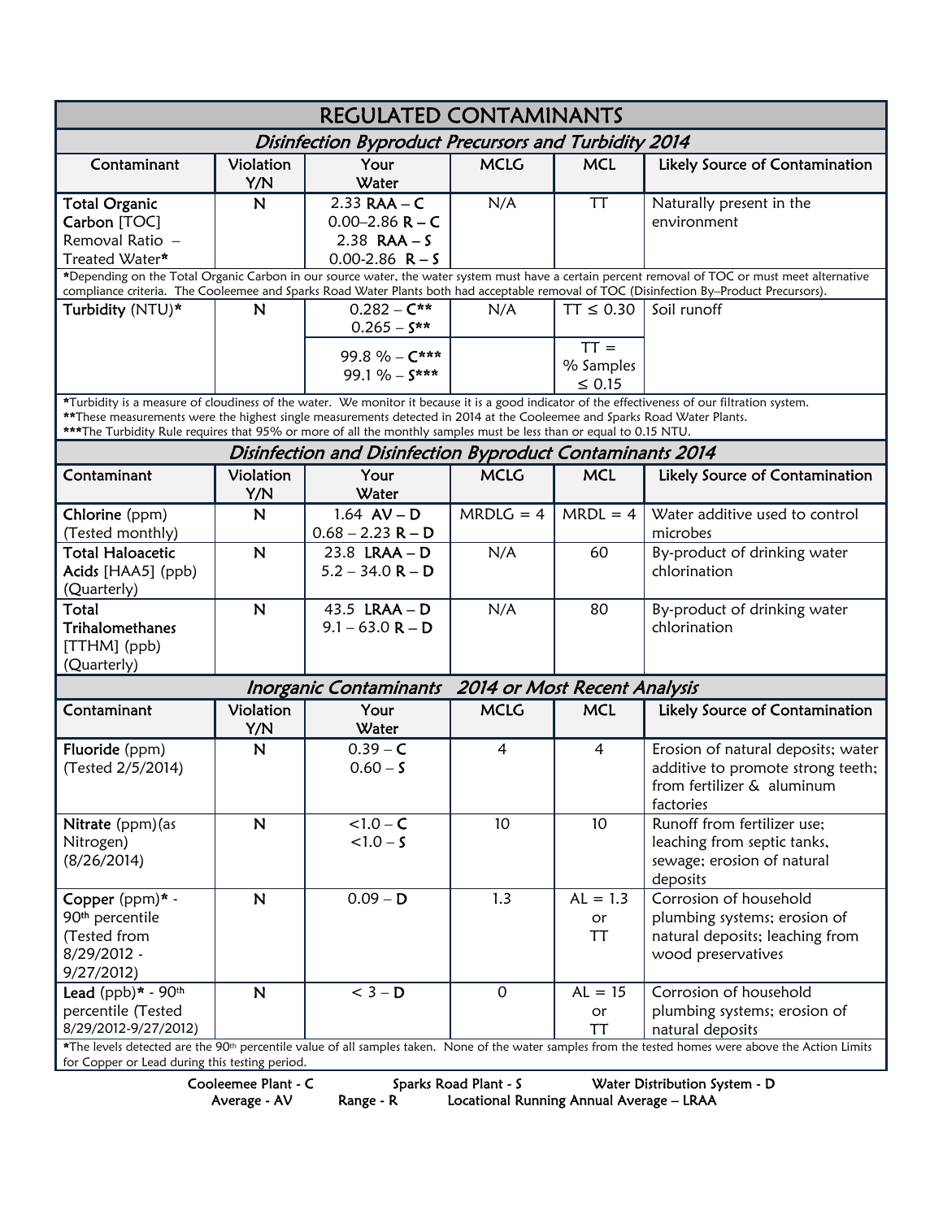# REGULATED CONTAMINANTS

## *Disinfection Byproduct Precursors and Turbidity 2014*

| Contaminant | Violation Y/N | Your Water | MCLG | MCL | Likely Source of Contamination |
|---|---|---|---|---|---|
| **Total Organic Carbon** [TOC] Removal Ratio – Treated Water* | **N** | 2.33 **RAA – C**<br>0.00–2.86 **R – C**<br>2.38 **RAA – S**<br>0.00-2.86 **R – S** | N/A | TT | Naturally present in the environment |

*Depending on the Total Organic Carbon in our source water, the water system must have a certain percent removal of TOC or must meet alternative compliance criteria. The Cooleemee and Sparks Road Water Plants both had acceptable removal of TOC (Disinfection By–Product Precursors).

| Contaminant | Violation Y/N | Your Water | MCLG | MCL | Likely Source of Contamination |
|---|---|---|---|---|---|
| **Turbidity** (NTU)* | **N** | 0.282 – **C****<br>0.265 – **S**** | N/A | TT ≤ 0.30 | Soil runoff |
| | | 99.8 % – **C*****<br>99.1 % – **S***** | | TT = % Samples ≤ 0.15 | |

*Turbidity is a measure of cloudiness of the water. We monitor it because it is a good indicator of the effectiveness of our filtration system.
**These measurements were the highest single measurements detected in 2014 at the Cooleemee and Sparks Road Water Plants.
***The Turbidity Rule requires that 95% or more of all the monthly samples must be less than or equal to 0.15 NTU.

## *Disinfection and Disinfection Byproduct Contaminants 2014*

| Contaminant | Violation Y/N | Your Water | MCLG | MCL | Likely Source of Contamination |
|---|---|---|---|---|---|
| **Chlorine** (ppm) (Tested monthly) | **N** | 1.64 **AV – D**<br>0.68 – 2.23 **R – D** | MRDLG = 4 | MRDL = 4 | Water additive used to control microbes |
| **Total Haloacetic Acids** [HAA5] (ppb) (Quarterly) | **N** | 23.8 **LRAA – D**<br>5.2 – 34.0 **R – D** | N/A | 60 | By-product of drinking water chlorination |
| **Total Trihalomethanes** [TTHM] (ppb) (Quarterly) | **N** | 43.5 **LRAA – D**<br>9.1 – 63.0 **R – D** | N/A | 80 | By-product of drinking water chlorination |

## *Inorganic Contaminants 2014 or Most Recent Analysis*

| Contaminant | Violation Y/N | Your Water | MCLG | MCL | Likely Source of Contamination |
|---|---|---|---|---|---|
| **Fluoride** (ppm) (Tested 2/5/2014) | **N** | 0.39 – **C**<br>0.60 – **S** | 4 | 4 | Erosion of natural deposits; water additive to promote strong teeth; from fertilizer & aluminum factories |
| **Nitrate** (ppm)(as Nitrogen) (8/26/2014) | **N** | <1.0 – **C**<br><1.0 – **S** | 10 | 10 | Runoff from fertilizer use; leaching from septic tanks, sewage; erosion of natural deposits |
| **Copper** (ppm)* - 90th percentile (Tested from 8/29/2012 - 9/27/2012) | **N** | 0.09 – **D** | 1.3 | AL = 1.3 or TT | Corrosion of household plumbing systems; erosion of natural deposits; leaching from wood preservatives |
| **Lead** (ppb)* - 90th percentile (Tested 8/29/2012-9/27/2012) | **N** | < 3 – **D** | 0 | AL = 15 or TT | Corrosion of household plumbing systems; erosion of natural deposits |

*The levels detected are the 90th percentile value of all samples taken. None of the water samples from the tested homes were above the Action Limits for Copper or Lead during this testing period.

Cooleemee Plant - C    Sparks Road Plant - S    Water Distribution System - D
Average - AV    Range - R    Locational Running Annual Average – LRAA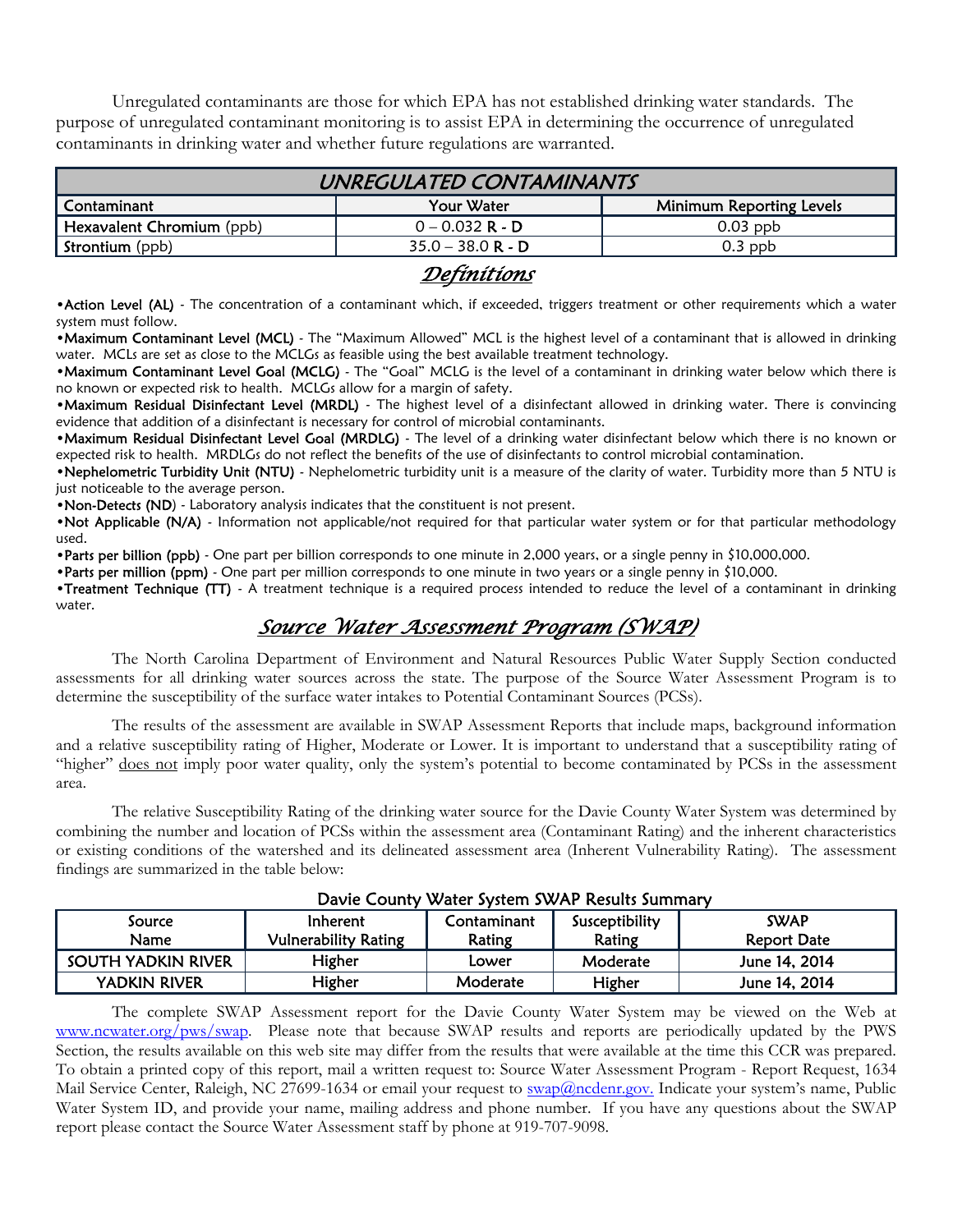Unregulated contaminants are those for which EPA has not established drinking water standards. The purpose of unregulated contaminant monitoring is to assist EPA in determining the occurrence of unregulated contaminants in drinking water and whether future regulations are warranted.

| UNREGULATED CONTAMINANTS | | |
|---|---|---|
| Contaminant | Your Water | Minimum Reporting Levels |
| Hexavalent Chromium (ppb) | 0 – 0.032 **R - D** | 0.03 ppb |
| Strontium (ppb) | 35.0 – 38.0 **R - D** | 0.3 ppb |

## *Definitions*

•**Action Level (AL)** - The concentration of a contaminant which, if exceeded, triggers treatment or other requirements which a water system must follow.

•**Maximum Contaminant Level (MCL)** - The "Maximum Allowed" MCL is the highest level of a contaminant that is allowed in drinking water. MCLs are set as close to the MCLGs as feasible using the best available treatment technology.

•**Maximum Contaminant Level Goal (MCLG)** - The "Goal" MCLG is the level of a contaminant in drinking water below which there is no known or expected risk to health. MCLGs allow for a margin of safety.

•**Maximum Residual Disinfectant Level (MRDL)** - The highest level of a disinfectant allowed in drinking water. There is convincing evidence that addition of a disinfectant is necessary for control of microbial contaminants.

•**Maximum Residual Disinfectant Level Goal (MRDLG)** - The level of a drinking water disinfectant below which there is no known or expected risk to health. MRDLGs do not reflect the benefits of the use of disinfectants to control microbial contamination.

•**Nephelometric Turbidity Unit (NTU)** - Nephelometric turbidity unit is a measure of the clarity of water. Turbidity more than 5 NTU is just noticeable to the average person.

•**Non-Detects (ND)** - Laboratory analysis indicates that the constituent is not present.

•**Not Applicable (N/A)** - Information not applicable/not required for that particular water system or for that particular methodology used.

•**Parts per billion (ppb)** - One part per billion corresponds to one minute in 2,000 years, or a single penny in $10,000,000.

•**Parts per million (ppm)** - One part per million corresponds to one minute in two years or a single penny in $10,000.

•**Treatment Technique (TT)** - A treatment technique is a required process intended to reduce the level of a contaminant in drinking water.

## *Source Water Assessment Program (SWAP)*

The North Carolina Department of Environment and Natural Resources Public Water Supply Section conducted assessments for all drinking water sources across the state. The purpose of the Source Water Assessment Program is to determine the susceptibility of the surface water intakes to Potential Contaminant Sources (PCSs).

The results of the assessment are available in SWAP Assessment Reports that include maps, background information and a relative susceptibility rating of Higher, Moderate or Lower. It is important to understand that a susceptibility rating of "higher" does not imply poor water quality, only the system's potential to become contaminated by PCSs in the assessment area.

The relative Susceptibility Rating of the drinking water source for the Davie County Water System was determined by combining the number and location of PCSs within the assessment area (Contaminant Rating) and the inherent characteristics or existing conditions of the watershed and its delineated assessment area (Inherent Vulnerability Rating). The assessment findings are summarized in the table below:

**Davie County Water System SWAP Results Summary**

| Source Name | Inherent Vulnerability Rating | Contaminant Rating | Susceptibility Rating | SWAP Report Date |
|---|---|---|---|---|
| SOUTH YADKIN RIVER | Higher | Lower | Moderate | June 14, 2014 |
| YADKIN RIVER | Higher | Moderate | Higher | June 14, 2014 |

The complete SWAP Assessment report for the Davie County Water System may be viewed on the Web at www.ncwater.org/pws/swap. Please note that because SWAP results and reports are periodically updated by the PWS Section, the results available on this web site may differ from the results that were available at the time this CCR was prepared. To obtain a printed copy of this report, mail a written request to: Source Water Assessment Program - Report Request, 1634 Mail Service Center, Raleigh, NC 27699-1634 or email your request to swap@ncdenr.gov. Indicate your system's name, Public Water System ID, and provide your name, mailing address and phone number. If you have any questions about the SWAP report please contact the Source Water Assessment staff by phone at 919-707-9098.